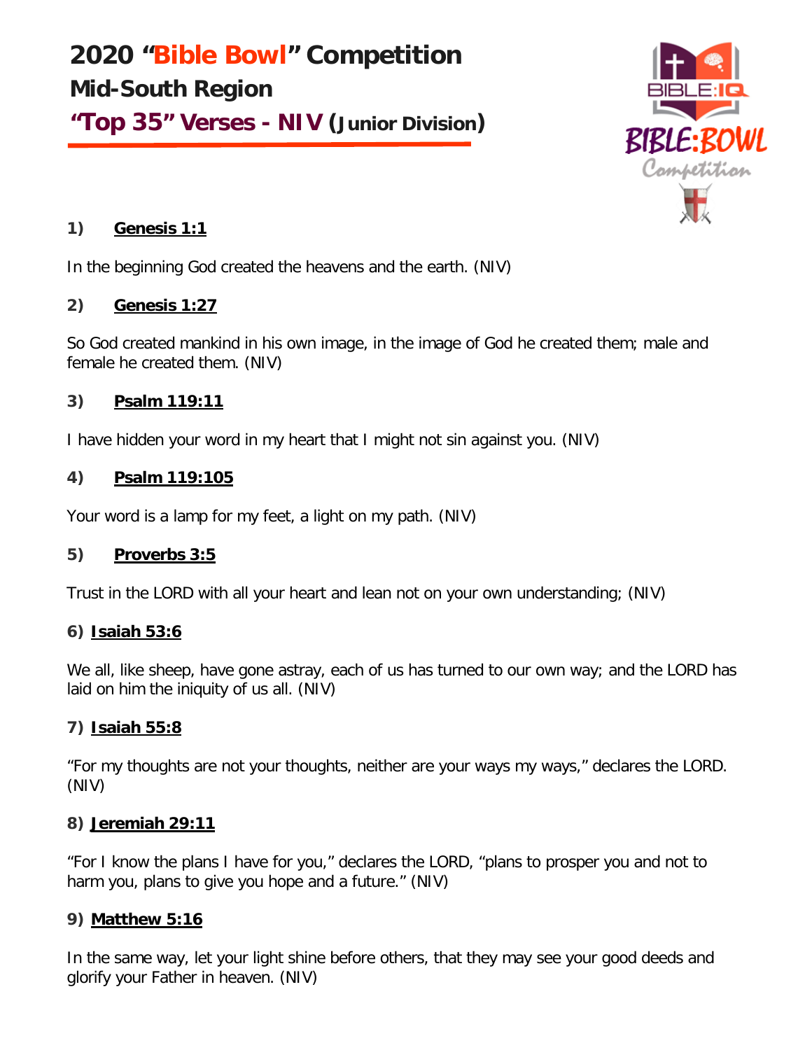# 2020 “Bible Bowl” Competition

## Mid-South Region

## “Top 35” Verses - NIV (Junior Division)

### 1) **Genesis 1:1**

In the beginning God created the heavens and the earth. (NIV)

### 2) **Genesis 1:27**

So God created mankind in his own image, in the image of God he created them; male and female he created them. (NIV)

### 3) **Psalm 119:11**

I have hidden your word in my heart that I might not sin against you. (NIV)

### 4) **Psalm 119:105**

Your word is a lamp for my feet, a light on my path. (NIV)

### 5) **Proverbs 3:5**

Trust in the LORD with all your heart and lean not on your own understanding; (NIV)

### 6) **Isaiah 53:6**

We all, like sheep, have gone astray, each of us has turned to our own way; and the LORD has laid on him the iniquity of us all. (NIV)

### 7) **Isaiah 55:8**

“For my thoughts are not your thoughts, neither are your ways my ways,” declares the LORD. (NIV)

### 8) **Jeremiah 29:11**

“For I know the plans I have for you,” declares the LORD, “plans to prosper you and not to harm you, plans to give you hope and a future.” (NIV)

### 9) **Matthew 5:16**

In the same way, let your light shine before others, that they may see your good deeds and glorify your Father in heaven. (NIV)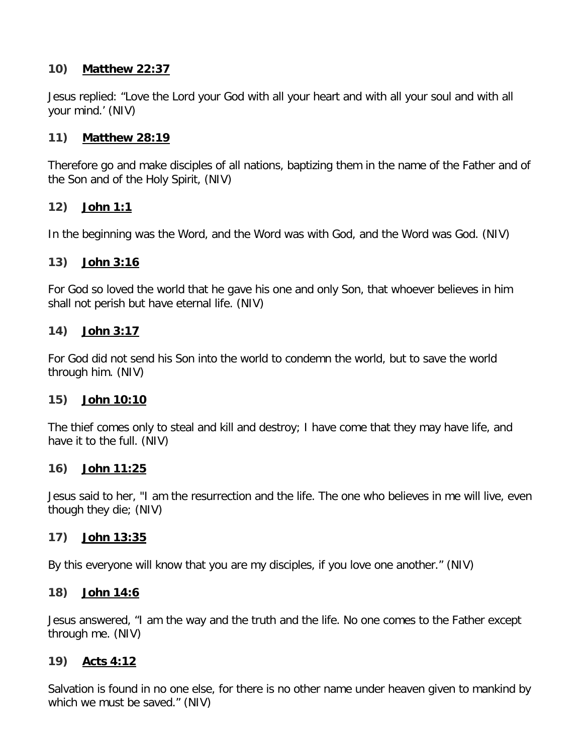### 10) **<u>Matthew 22:37</u>**

Jesus replied: “Love the Lord your God with all your heart and with all your soul and with all your mind.’ (NIV)

### 11) **<u>Matthew 28:19</u>**

Therefore go and make disciples of all nations, baptizing them in the name of the Father and of the Son and of the Holy Spirit, (NIV)

### 12) **<u>John 1:1</u>**

In the beginning was the Word, and the Word was with God, and the Word was God. (NIV)

### 13) **<u>John 3:16</u>**

For God so loved the world that he gave his one and only Son, that whoever believes in him shall not perish but have eternal life. (NIV)

### 14) **<u>John 3:17</u>**

For God did not send his Son into the world to condemn the world, but to save the world through him. (NIV)

### 15) **<u>John 10:10</u>**

The thief comes only to steal and kill and destroy; I have come that they may have life, and have it to the full. (NIV)

### 16) **<u>John 11:25</u>**

Jesus said to her, "I am the resurrection and the life. The one who believes in me will live, even though they die; (NIV)

### 17) **<u>John 13:35</u>**

By this everyone will know that you are my disciples, if you love one another.” (NIV)

### 18) **<u>John 14:6</u>**

Jesus answered, “I am the way and the truth and the life. No one comes to the Father except through me. (NIV)

### 19) **<u>Acts 4:12</u>**

Salvation is found in no one else, for there is no other name under heaven given to mankind by which we must be saved.” (NIV)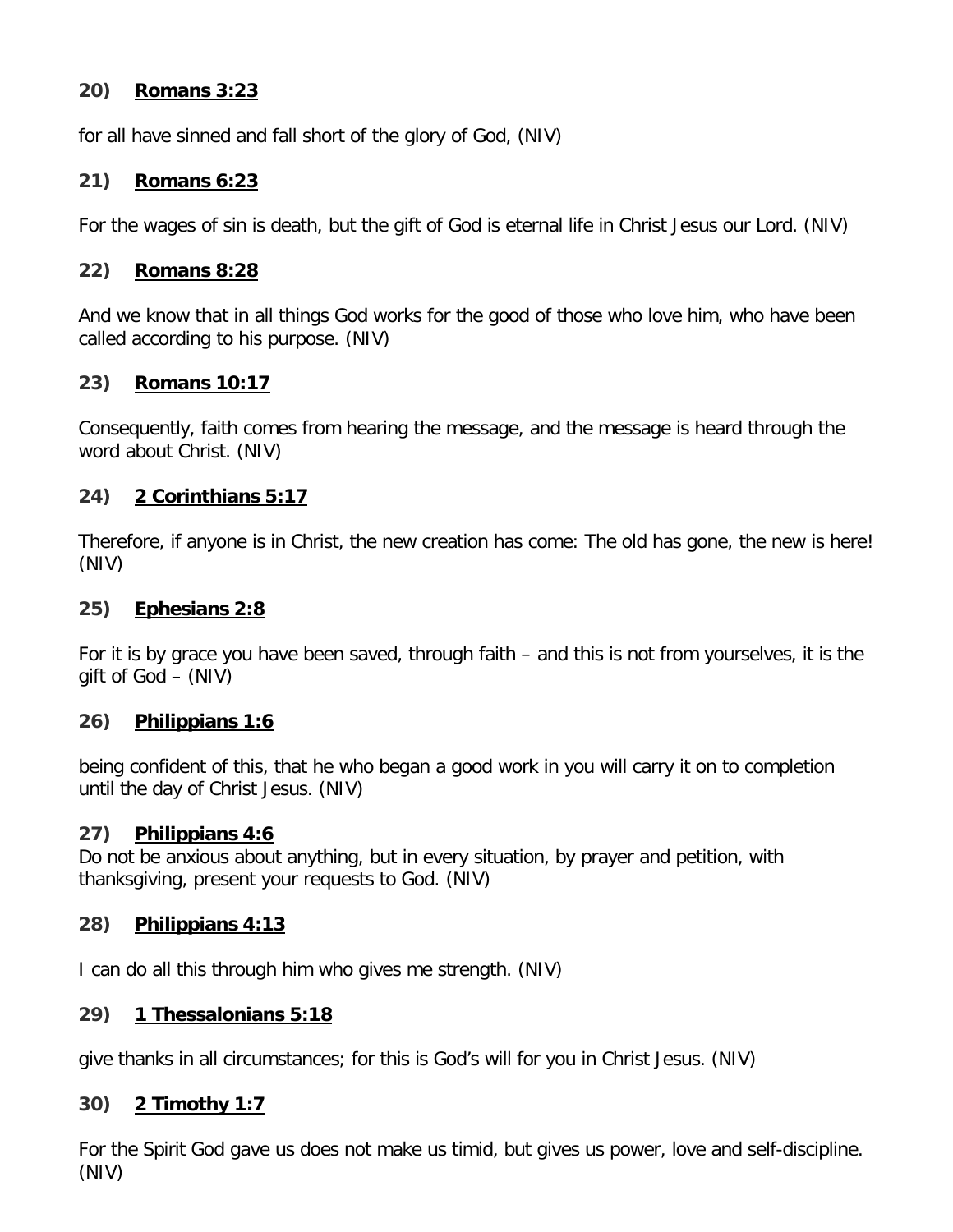### 20) **Romans 3:23**

for all have sinned and fall short of the glory of God, (NIV)

### 21) **Romans 6:23**

For the wages of sin is death, but the gift of God is eternal life in Christ Jesus our Lord. (NIV)

### 22) **Romans 8:28**

And we know that in all things God works for the good of those who love him, who have been called according to his purpose. (NIV)

### 23) **Romans 10:17**

Consequently, faith comes from hearing the message, and the message is heard through the word about Christ. (NIV)

### 24) **2 Corinthians 5:17**

Therefore, if anyone is in Christ, the new creation has come: The old has gone, the new is here! (NIV)

### 25) **Ephesians 2:8**

For it is by grace you have been saved, through faith – and this is not from yourselves, it is the gift of God – (NIV)

### 26) **Philippians 1:6**

being confident of this, that he who began a good work in you will carry it on to completion until the day of Christ Jesus. (NIV)

### 27) **Philippians 4:6**

Do not be anxious about anything, but in every situation, by prayer and petition, with thanksgiving, present your requests to God. (NIV)

### 28) **Philippians 4:13**

I can do all this through him who gives me strength. (NIV)

### 29) **1 Thessalonians 5:18**

give thanks in all circumstances; for this is God's will for you in Christ Jesus. (NIV)

### 30) **2 Timothy 1:7**

For the Spirit God gave us does not make us timid, but gives us power, love and self-discipline. (NIV)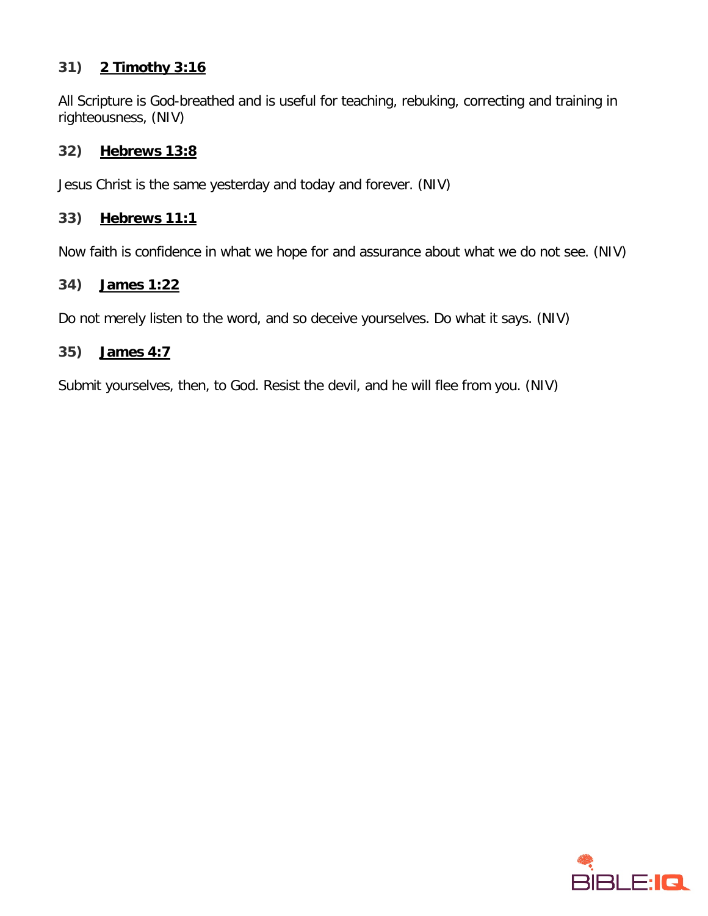**31) 2 Timothy 3:16**

All Scripture is God-breathed and is useful for teaching, rebuking, correcting and training in righteousness, (NIV)

**32) Hebrews 13:8**

Jesus Christ is the same yesterday and today and forever. (NIV)

**33) Hebrews 11:1**

Now faith is confidence in what we hope for and assurance about what we do not see. (NIV)

**34) James 1:22**

Do not merely listen to the word, and so deceive yourselves. Do what it says. (NIV)

**35) James 4:7**

Submit yourselves, then, to God. Resist the devil, and he will flee from you. (NIV)